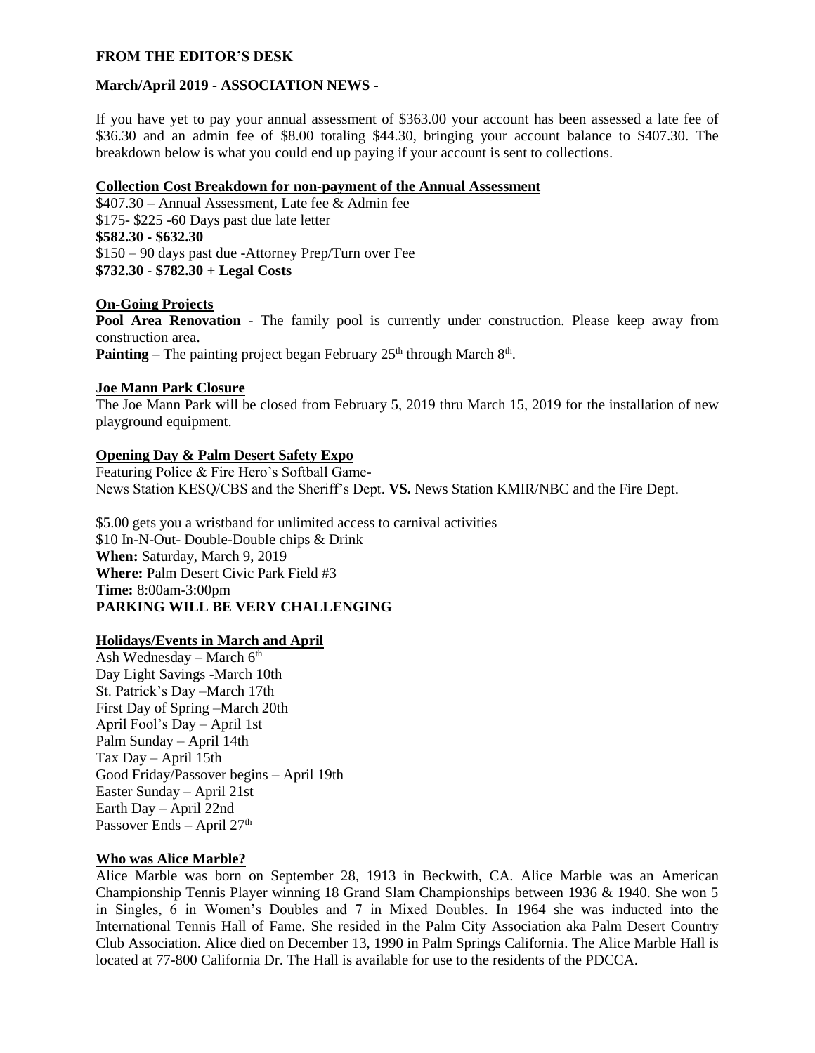## FROM THE EDITOR'S DESK

### March/April 2019 - ASSOCIATION NEWS -

If you have yet to pay your annual assessment of $363.00 your account has been assessed a late fee of $36.30 and an admin fee of $8.00 totaling $44.30, bringing your account balance to $407.30. The breakdown below is what you could end up paying if your account is sent to collections.

**Collection Cost Breakdown for non-payment of the Annual Assessment**

$407.30 – Annual Assessment, Late fee & Admin fee
$175- $225 -60 Days past due late letter
**$582.30 - $632.30**
$150 – 90 days past due -Attorney Prep/Turn over Fee
**$732.30 - $782.30 + Legal Costs**

**On-Going Projects**

**Pool Area Renovation** - The family pool is currently under construction. Please keep away from construction area.
**Painting** – The painting project began February 25th through March 8th.

**Joe Mann Park Closure**

The Joe Mann Park will be closed from February 5, 2019 thru March 15, 2019 for the installation of new playground equipment.

**Opening Day & Palm Desert Safety Expo**

Featuring Police & Fire Hero's Softball Game-
News Station KESQ/CBS and the Sheriff's Dept. **VS.** News Station KMIR/NBC and the Fire Dept.

$5.00 gets you a wristband for unlimited access to carnival activities
$10 In-N-Out- Double-Double chips & Drink
**When:** Saturday, March 9, 2019
**Where:** Palm Desert Civic Park Field #3
**Time:** 8:00am-3:00pm
**PARKING WILL BE VERY CHALLENGING**

**Holidays/Events in March and April**

Ash Wednesday – March 6th
Day Light Savings -March 10th
St. Patrick's Day –March 17th
First Day of Spring –March 20th
April Fool's Day – April 1st
Palm Sunday – April 14th
Tax Day – April 15th
Good Friday/Passover begins – April 19th
Easter Sunday – April 21st
Earth Day – April 22nd
Passover Ends – April 27th

**Who was Alice Marble?**

Alice Marble was born on September 28, 1913 in Beckwith, CA. Alice Marble was an American Championship Tennis Player winning 18 Grand Slam Championships between 1936 & 1940. She won 5 in Singles, 6 in Women's Doubles and 7 in Mixed Doubles. In 1964 she was inducted into the International Tennis Hall of Fame. She resided in the Palm City Association aka Palm Desert Country Club Association. Alice died on December 13, 1990 in Palm Springs California. The Alice Marble Hall is located at 77-800 California Dr. The Hall is available for use to the residents of the PDCCA.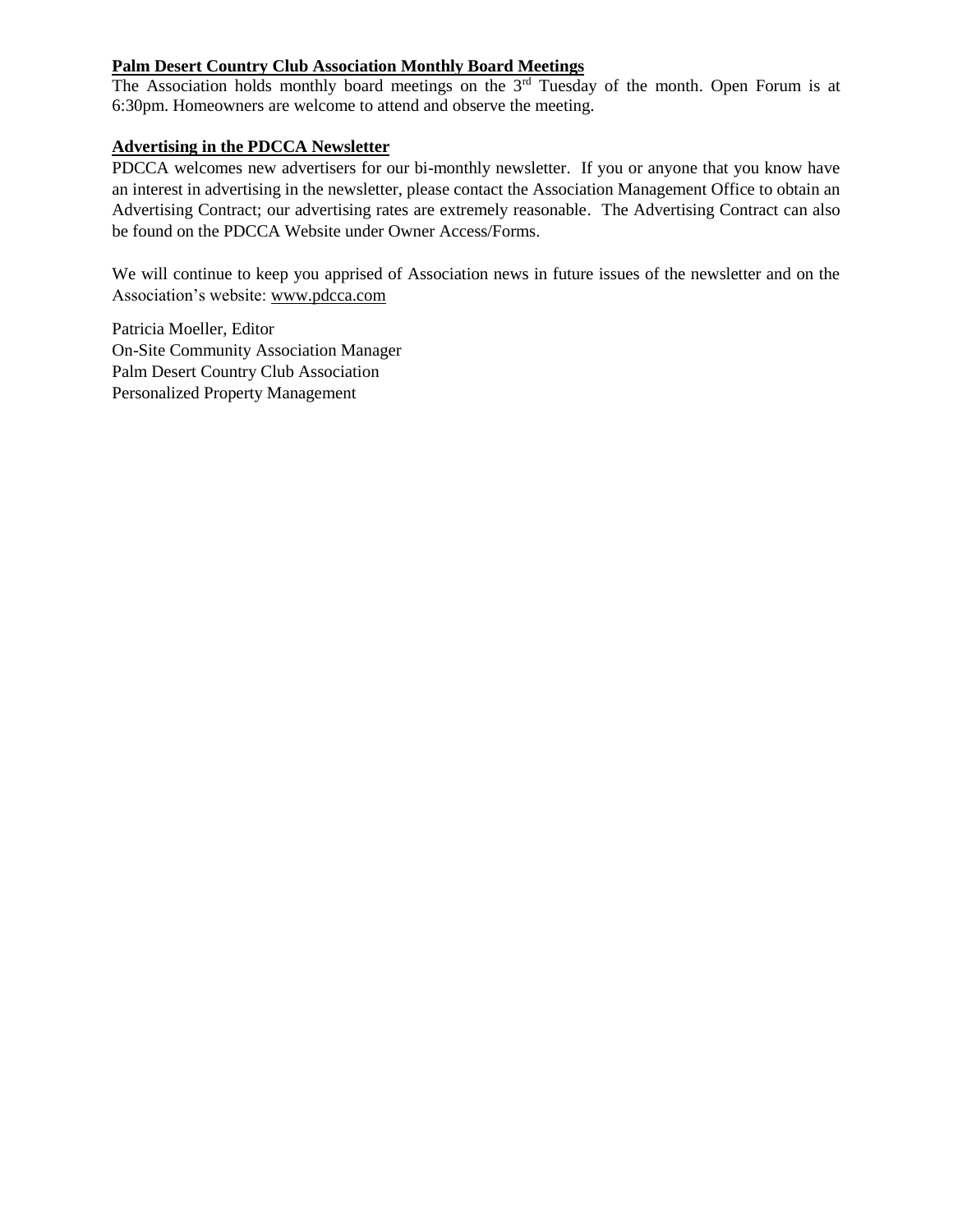**Palm Desert Country Club Association Monthly Board Meetings**

The Association holds monthly board meetings on the 3rd Tuesday of the month. Open Forum is at 6:30pm. Homeowners are welcome to attend and observe the meeting.

**Advertising in the PDCCA Newsletter**

PDCCA welcomes new advertisers for our bi-monthly newsletter. If you or anyone that you know have an interest in advertising in the newsletter, please contact the Association Management Office to obtain an Advertising Contract; our advertising rates are extremely reasonable. The Advertising Contract can also be found on the PDCCA Website under Owner Access/Forms.

We will continue to keep you apprised of Association news in future issues of the newsletter and on the Association's website: www.pdcca.com

Patricia Moeller, Editor
On-Site Community Association Manager
Palm Desert Country Club Association
Personalized Property Management